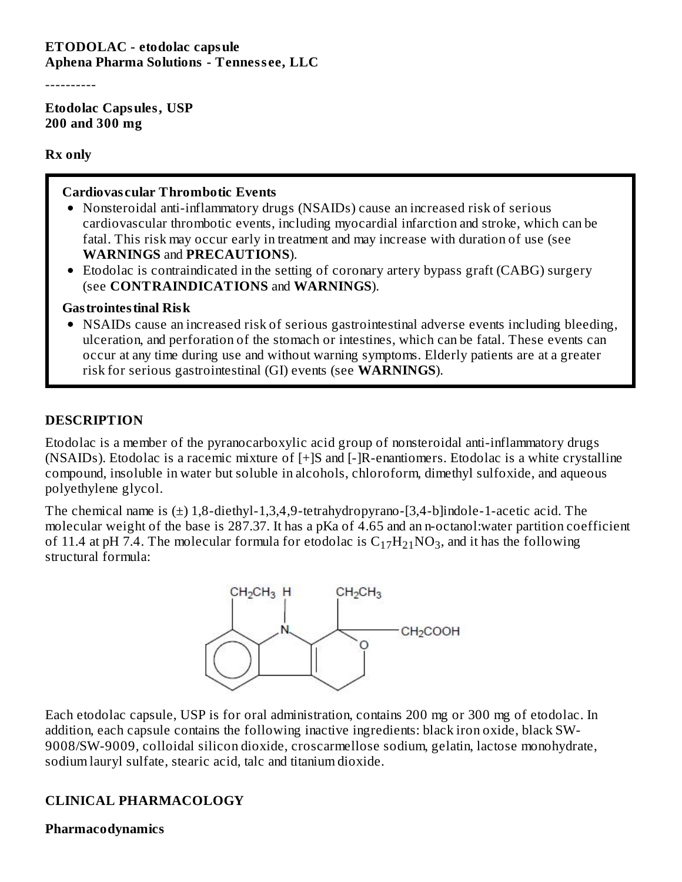**ETODOLAC - etodolac capsule**
**Aphena Pharma Solutions - Tennessee, LLC**

----------

**Etodolac Capsules, USP**
**200 and 300 mg**

**Rx only**

**Cardiovascular Thrombotic Events**

- Nonsteroidal anti-inflammatory drugs (NSAIDs) cause an increased risk of serious cardiovascular thrombotic events, including myocardial infarction and stroke, which can be fatal. This risk may occur early in treatment and may increase with duration of use (see **WARNINGS** and **PRECAUTIONS**).
- Etodolac is contraindicated in the setting of coronary artery bypass graft (CABG) surgery (see **CONTRAINDICATIONS** and **WARNINGS**).

**Gastrointestinal Risk**

- NSAIDs cause an increased risk of serious gastrointestinal adverse events including bleeding, ulceration, and perforation of the stomach or intestines, which can be fatal. These events can occur at any time during use and without warning symptoms. Elderly patients are at a greater risk for serious gastrointestinal (GI) events (see **WARNINGS**).

## DESCRIPTION

Etodolac is a member of the pyranocarboxylic acid group of nonsteroidal anti-inflammatory drugs (NSAIDs). Etodolac is a racemic mixture of [+]S and [-]R-enantiomers. Etodolac is a white crystalline compound, insoluble in water but soluble in alcohols, chloroform, dimethyl sulfoxide, and aqueous polyethylene glycol.

The chemical name is (±) 1,8-diethyl-1,3,4,9-tetrahydropyrano-[3,4-b]indole-1-acetic acid. The molecular weight of the base is 287.37. It has a pKa of 4.65 and an n-octanol:water partition coefficient of 11.4 at pH 7.4. The molecular formula for etodolac is $C_{17}H_{21}NO_3$, and it has the following structural formula:

Each etodolac capsule, USP is for oral administration, contains 200 mg or 300 mg of etodolac. In addition, each capsule contains the following inactive ingredients: black iron oxide, black SW-9008/SW-9009, colloidal silicon dioxide, croscarmellose sodium, gelatin, lactose monohydrate, sodium lauryl sulfate, stearic acid, talc and titanium dioxide.

## CLINICAL PHARMACOLOGY

### Pharmacodynamics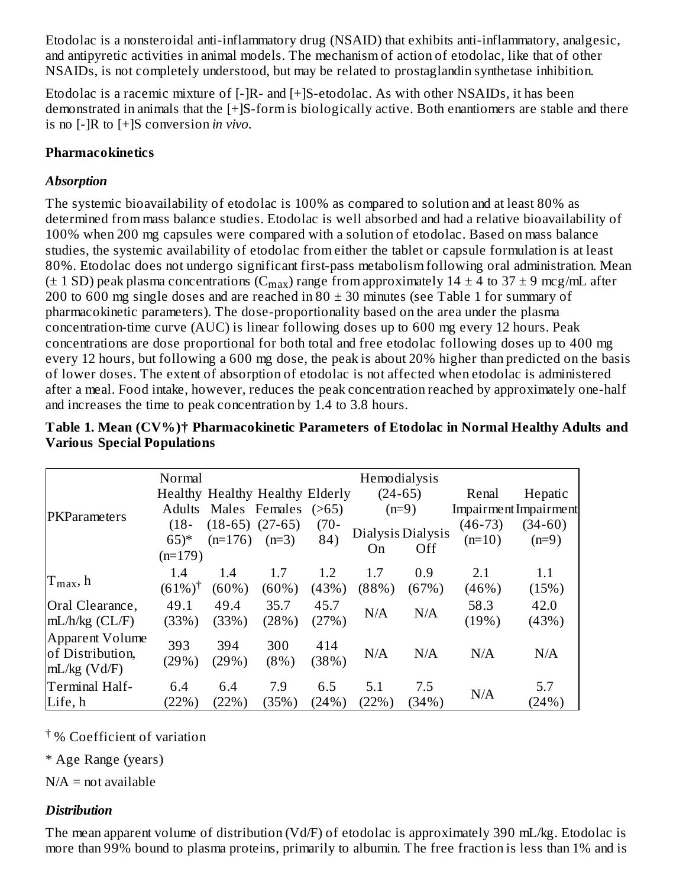Etodolac is a nonsteroidal anti-inflammatory drug (NSAID) that exhibits anti-inflammatory, analgesic, and antipyretic activities in animal models. The mechanism of action of etodolac, like that of other NSAIDs, is not completely understood, but may be related to prostaglandin synthetase inhibition.

Etodolac is a racemic mixture of [-]R- and [+]S-etodolac. As with other NSAIDs, it has been demonstrated in animals that the [+]S-form is biologically active. Both enantiomers are stable and there is no [-]R to [+]S conversion *in vivo*.

### Pharmacokinetics

#### *Absorption*

The systemic bioavailability of etodolac is 100% as compared to solution and at least 80% as determined from mass balance studies. Etodolac is well absorbed and had a relative bioavailability of 100% when 200 mg capsules were compared with a solution of etodolac. Based on mass balance studies, the systemic availability of etodolac from either the tablet or capsule formulation is at least 80%. Etodolac does not undergo significant first-pass metabolism following oral administration. Mean (± 1 SD) peak plasma concentrations ($C_{max}$) range from approximately 14 ± 4 to 37 ± 9 mcg/mL after 200 to 600 mg single doses and are reached in 80 ± 30 minutes (see Table 1 for summary of pharmacokinetic parameters). The dose-proportionality based on the area under the plasma concentration-time curve (AUC) is linear following doses up to 600 mg every 12 hours. Peak concentrations are dose proportional for both total and free etodolac following doses up to 400 mg every 12 hours, but following a 600 mg dose, the peak is about 20% higher than predicted on the basis of lower doses. The extent of absorption of etodolac is not affected when etodolac is administered after a meal. Food intake, however, reduces the peak concentration reached by approximately one-half and increases the time to peak concentration by 1.4 to 3.8 hours.

**Table 1. Mean (CV%)† Pharmacokinetic Parameters of Etodolac in Normal Healthy Adults and Various Special Populations**

| PKParameters | Normal Healthy Adults (18-65)* (n=179) | Healthy Males (18-65) (n=176) | Healthy Females (27-65) (n=3) | Elderly (>65) (70-84) | Hemodialysis (24-65) (n=9) Dialysis On | Dialysis Off | Renal Impairment (46-73) (n=10) | Hepatic Impairment (34-60) (n=9) |
|---|---|---|---|---|---|---|---|---|
| $T_{max}$, h | 1.4 (61%)† | 1.4 (60%) | 1.7 (60%) | 1.2 (43%) | 1.7 (88%) | 0.9 (67%) | 2.1 (46%) | 1.1 (15%) |
| Oral Clearance, mL/h/kg (CL/F) | 49.1 (33%) | 49.4 (33%) | 35.7 (28%) | 45.7 (27%) | N/A | N/A | 58.3 (19%) | 42.0 (43%) |
| Apparent Volume of Distribution, mL/kg (Vd/F) | 393 (29%) | 394 (29%) | 300 (8%) | 414 (38%) | N/A | N/A | N/A | N/A |
| Terminal Half-Life, h | 6.4 (22%) | 6.4 (22%) | 7.9 (35%) | 6.5 (24%) | 5.1 (22%) | 7.5 (34%) | N/A | 5.7 (24%) |

† % Coefficient of variation

\* Age Range (years)

N/A = not available

#### *Distribution*

The mean apparent volume of distribution (Vd/F) of etodolac is approximately 390 mL/kg. Etodolac is more than 99% bound to plasma proteins, primarily to albumin. The free fraction is less than 1% and is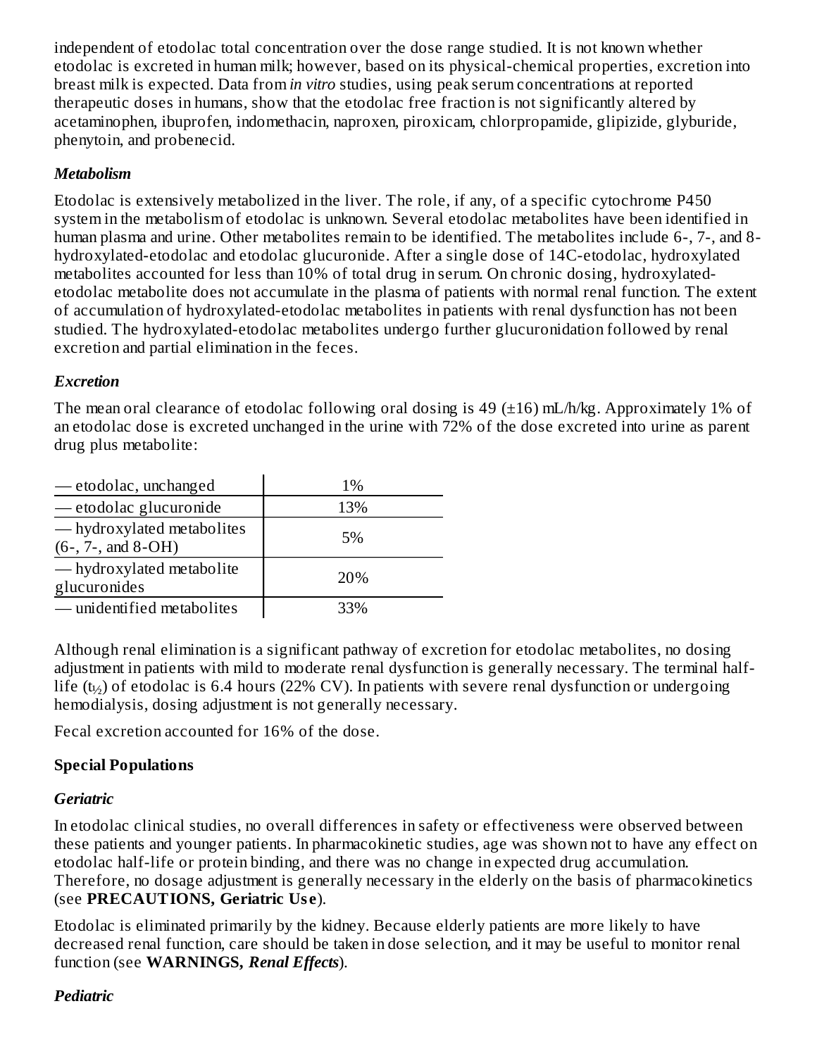independent of etodolac total concentration over the dose range studied. It is not known whether etodolac is excreted in human milk; however, based on its physical-chemical properties, excretion into breast milk is expected. Data from *in vitro* studies, using peak serum concentrations at reported therapeutic doses in humans, show that the etodolac free fraction is not significantly altered by acetaminophen, ibuprofen, indomethacin, naproxen, piroxicam, chlorpropamide, glipizide, glyburide, phenytoin, and probenecid.

### *Metabolism*

Etodolac is extensively metabolized in the liver. The role, if any, of a specific cytochrome P450 system in the metabolism of etodolac is unknown. Several etodolac metabolites have been identified in human plasma and urine. Other metabolites remain to be identified. The metabolites include 6-, 7-, and 8-hydroxylated-etodolac and etodolac glucuronide. After a single dose of 14C-etodolac, hydroxylated metabolites accounted for less than 10% of total drug in serum. On chronic dosing, hydroxylated-etodolac metabolite does not accumulate in the plasma of patients with normal renal function. The extent of accumulation of hydroxylated-etodolac metabolites in patients with renal dysfunction has not been studied. The hydroxylated-etodolac metabolites undergo further glucuronidation followed by renal excretion and partial elimination in the feces.

### *Excretion*

The mean oral clearance of etodolac following oral dosing is 49 (±16) mL/h/kg. Approximately 1% of an etodolac dose is excreted unchanged in the urine with 72% of the dose excreted into urine as parent drug plus metabolite:

| | |
|---|---|
| — etodolac, unchanged | 1% |
| — etodolac glucuronide | 13% |
| — hydroxylated metabolites (6-, 7-, and 8-OH) | 5% |
| — hydroxylated metabolite glucuronides | 20% |
| — unidentified metabolites | 33% |

Although renal elimination is a significant pathway of excretion for etodolac metabolites, no dosing adjustment in patients with mild to moderate renal dysfunction is generally necessary. The terminal half-life ($t_{½}$) of etodolac is 6.4 hours (22% CV). In patients with severe renal dysfunction or undergoing hemodialysis, dosing adjustment is not generally necessary.

Fecal excretion accounted for 16% of the dose.

## Special Populations

### *Geriatric*

In etodolac clinical studies, no overall differences in safety or effectiveness were observed between these patients and younger patients. In pharmacokinetic studies, age was shown not to have any effect on etodolac half-life or protein binding, and there was no change in expected drug accumulation. Therefore, no dosage adjustment is generally necessary in the elderly on the basis of pharmacokinetics (see **PRECAUTIONS, Geriatric Use**).

Etodolac is eliminated primarily by the kidney. Because elderly patients are more likely to have decreased renal function, care should be taken in dose selection, and it may be useful to monitor renal function (see **WARNINGS, *Renal Effects***).

### *Pediatric*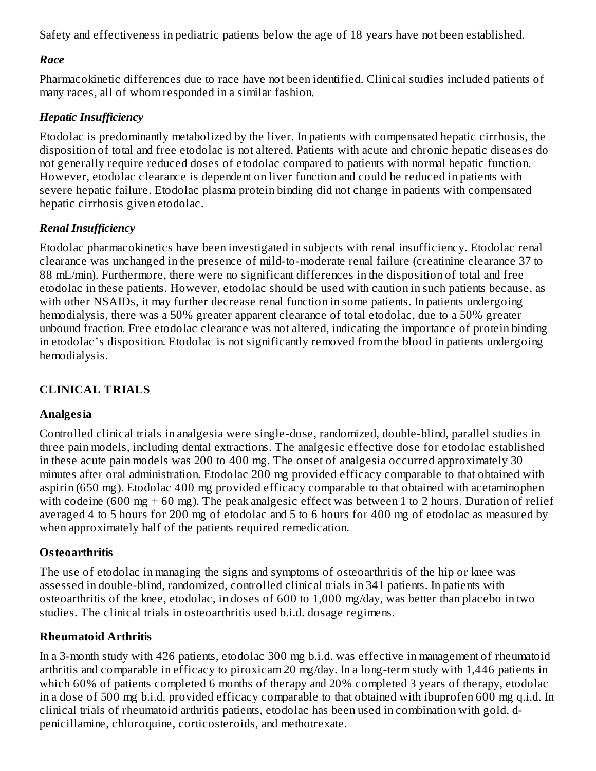Safety and effectiveness in pediatric patients below the age of 18 years have not been established.

### *Race*

Pharmacokinetic differences due to race have not been identified. Clinical studies included patients of many races, all of whom responded in a similar fashion.

### *Hepatic Insufficiency*

Etodolac is predominantly metabolized by the liver. In patients with compensated hepatic cirrhosis, the disposition of total and free etodolac is not altered. Patients with acute and chronic hepatic diseases do not generally require reduced doses of etodolac compared to patients with normal hepatic function. However, etodolac clearance is dependent on liver function and could be reduced in patients with severe hepatic failure. Etodolac plasma protein binding did not change in patients with compensated hepatic cirrhosis given etodolac.

### *Renal Insufficiency*

Etodolac pharmacokinetics have been investigated in subjects with renal insufficiency. Etodolac renal clearance was unchanged in the presence of mild-to-moderate renal failure (creatinine clearance 37 to 88 mL/min). Furthermore, there were no significant differences in the disposition of total and free etodolac in these patients. However, etodolac should be used with caution in such patients because, as with other NSAIDs, it may further decrease renal function in some patients. In patients undergoing hemodialysis, there was a 50% greater apparent clearance of total etodolac, due to a 50% greater unbound fraction. Free etodolac clearance was not altered, indicating the importance of protein binding in etodolac's disposition. Etodolac is not significantly removed from the blood in patients undergoing hemodialysis.

## CLINICAL TRIALS

### Analgesia

Controlled clinical trials in analgesia were single-dose, randomized, double-blind, parallel studies in three pain models, including dental extractions. The analgesic effective dose for etodolac established in these acute pain models was 200 to 400 mg. The onset of analgesia occurred approximately 30 minutes after oral administration. Etodolac 200 mg provided efficacy comparable to that obtained with aspirin (650 mg). Etodolac 400 mg provided efficacy comparable to that obtained with acetaminophen with codeine (600 mg + 60 mg). The peak analgesic effect was between 1 to 2 hours. Duration of relief averaged 4 to 5 hours for 200 mg of etodolac and 5 to 6 hours for 400 mg of etodolac as measured by when approximately half of the patients required remedication.

### Osteoarthritis

The use of etodolac in managing the signs and symptoms of osteoarthritis of the hip or knee was assessed in double-blind, randomized, controlled clinical trials in 341 patients. In patients with osteoarthritis of the knee, etodolac, in doses of 600 to 1,000 mg/day, was better than placebo in two studies. The clinical trials in osteoarthritis used b.i.d. dosage regimens.

### Rheumatoid Arthritis

In a 3-month study with 426 patients, etodolac 300 mg b.i.d. was effective in management of rheumatoid arthritis and comparable in efficacy to piroxicam 20 mg/day. In a long-term study with 1,446 patients in which 60% of patients completed 6 months of therapy and 20% completed 3 years of therapy, etodolac in a dose of 500 mg b.i.d. provided efficacy comparable to that obtained with ibuprofen 600 mg q.i.d. In clinical trials of rheumatoid arthritis patients, etodolac has been used in combination with gold, d-penicillamine, chloroquine, corticosteroids, and methotrexate.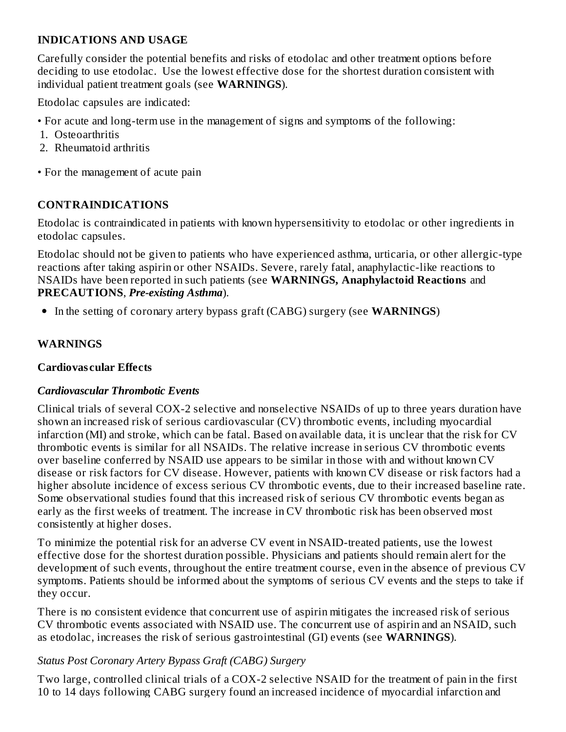## INDICATIONS AND USAGE

Carefully consider the potential benefits and risks of etodolac and other treatment options before deciding to use etodolac. Use the lowest effective dose for the shortest duration consistent with individual patient treatment goals (see **WARNINGS**).

Etodolac capsules are indicated:

• For acute and long-term use in the management of signs and symptoms of the following:

1. Osteoarthritis
2. Rheumatoid arthritis

• For the management of acute pain

## CONTRAINDICATIONS

Etodolac is contraindicated in patients with known hypersensitivity to etodolac or other ingredients in etodolac capsules.

Etodolac should not be given to patients who have experienced asthma, urticaria, or other allergic-type reactions after taking aspirin or other NSAIDs. Severe, rarely fatal, anaphylactic-like reactions to NSAIDs have been reported in such patients (see **WARNINGS, Anaphylactoid Reactions** and **PRECAUTIONS**, ***Pre-existing Asthma***).

- In the setting of coronary artery bypass graft (CABG) surgery (see **WARNINGS**)

## WARNINGS

### Cardiovascular Effects

***Cardiovascular Thrombotic Events***

Clinical trials of several COX-2 selective and nonselective NSAIDs of up to three years duration have shown an increased risk of serious cardiovascular (CV) thrombotic events, including myocardial infarction (MI) and stroke, which can be fatal. Based on available data, it is unclear that the risk for CV thrombotic events is similar for all NSAIDs. The relative increase in serious CV thrombotic events over baseline conferred by NSAID use appears to be similar in those with and without known CV disease or risk factors for CV disease. However, patients with known CV disease or risk factors had a higher absolute incidence of excess serious CV thrombotic events, due to their increased baseline rate. Some observational studies found that this increased risk of serious CV thrombotic events began as early as the first weeks of treatment. The increase in CV thrombotic risk has been observed most consistently at higher doses.

To minimize the potential risk for an adverse CV event in NSAID-treated patients, use the lowest effective dose for the shortest duration possible. Physicians and patients should remain alert for the development of such events, throughout the entire treatment course, even in the absence of previous CV symptoms. Patients should be informed about the symptoms of serious CV events and the steps to take if they occur.

There is no consistent evidence that concurrent use of aspirin mitigates the increased risk of serious CV thrombotic events associated with NSAID use. The concurrent use of aspirin and an NSAID, such as etodolac, increases the risk of serious gastrointestinal (GI) events (see **WARNINGS**).

*Status Post Coronary Artery Bypass Graft (CABG) Surgery*

Two large, controlled clinical trials of a COX-2 selective NSAID for the treatment of pain in the first 10 to 14 days following CABG surgery found an increased incidence of myocardial infarction and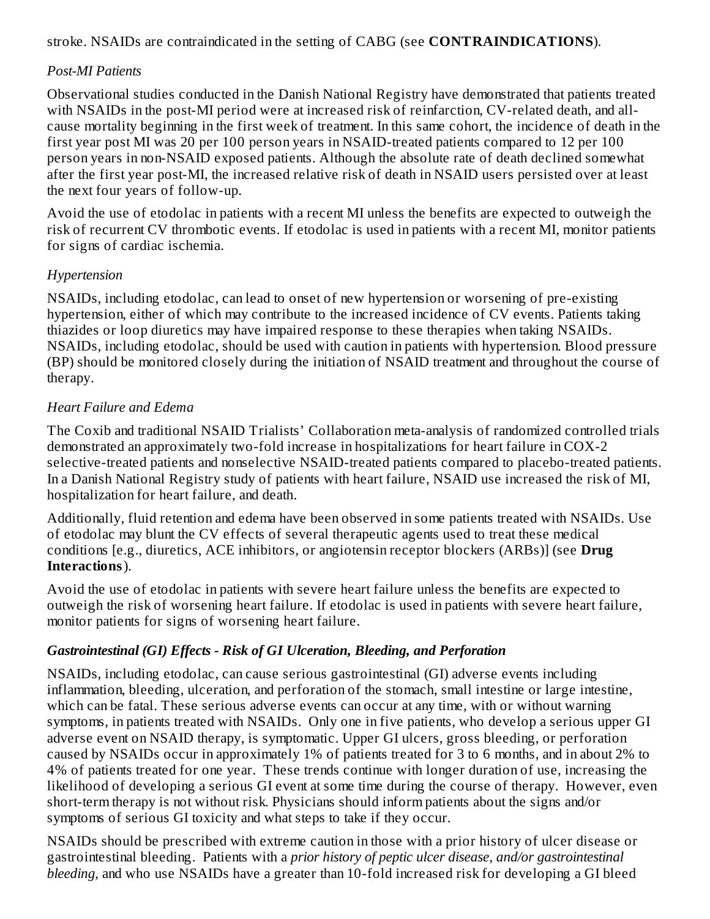stroke. NSAIDs are contraindicated in the setting of CABG (see **CONTRAINDICATIONS**).

*Post-MI Patients*

Observational studies conducted in the Danish National Registry have demonstrated that patients treated with NSAIDs in the post-MI period were at increased risk of reinfarction, CV-related death, and all-cause mortality beginning in the first week of treatment. In this same cohort, the incidence of death in the first year post MI was 20 per 100 person years in NSAID-treated patients compared to 12 per 100 person years in non-NSAID exposed patients. Although the absolute rate of death declined somewhat after the first year post-MI, the increased relative risk of death in NSAID users persisted over at least the next four years of follow-up.

Avoid the use of etodolac in patients with a recent MI unless the benefits are expected to outweigh the risk of recurrent CV thrombotic events. If etodolac is used in patients with a recent MI, monitor patients for signs of cardiac ischemia.

*Hypertension*

NSAIDs, including etodolac, can lead to onset of new hypertension or worsening of pre-existing hypertension, either of which may contribute to the increased incidence of CV events. Patients taking thiazides or loop diuretics may have impaired response to these therapies when taking NSAIDs. NSAIDs, including etodolac, should be used with caution in patients with hypertension. Blood pressure (BP) should be monitored closely during the initiation of NSAID treatment and throughout the course of therapy.

*Heart Failure and Edema*

The Coxib and traditional NSAID Trialists' Collaboration meta-analysis of randomized controlled trials demonstrated an approximately two-fold increase in hospitalizations for heart failure in COX-2 selective-treated patients and nonselective NSAID-treated patients compared to placebo-treated patients. In a Danish National Registry study of patients with heart failure, NSAID use increased the risk of MI, hospitalization for heart failure, and death.

Additionally, fluid retention and edema have been observed in some patients treated with NSAIDs. Use of etodolac may blunt the CV effects of several therapeutic agents used to treat these medical conditions [e.g., diuretics, ACE inhibitors, or angiotensin receptor blockers (ARBs)] (see **Drug Interactions**).

Avoid the use of etodolac in patients with severe heart failure unless the benefits are expected to outweigh the risk of worsening heart failure. If etodolac is used in patients with severe heart failure, monitor patients for signs of worsening heart failure.

***Gastrointestinal (GI) Effects - Risk of GI Ulceration, Bleeding, and Perforation***

NSAIDs, including etodolac, can cause serious gastrointestinal (GI) adverse events including inflammation, bleeding, ulceration, and perforation of the stomach, small intestine or large intestine, which can be fatal. These serious adverse events can occur at any time, with or without warning symptoms, in patients treated with NSAIDs. Only one in five patients, who develop a serious upper GI adverse event on NSAID therapy, is symptomatic. Upper GI ulcers, gross bleeding, or perforation caused by NSAIDs occur in approximately 1% of patients treated for 3 to 6 months, and in about 2% to 4% of patients treated for one year. These trends continue with longer duration of use, increasing the likelihood of developing a serious GI event at some time during the course of therapy. However, even short-term therapy is not without risk. Physicians should inform patients about the signs and/or symptoms of serious GI toxicity and what steps to take if they occur.

NSAIDs should be prescribed with extreme caution in those with a prior history of ulcer disease or gastrointestinal bleeding. Patients with a *prior history of peptic ulcer disease, and/or gastrointestinal bleeding,* and who use NSAIDs have a greater than 10-fold increased risk for developing a GI bleed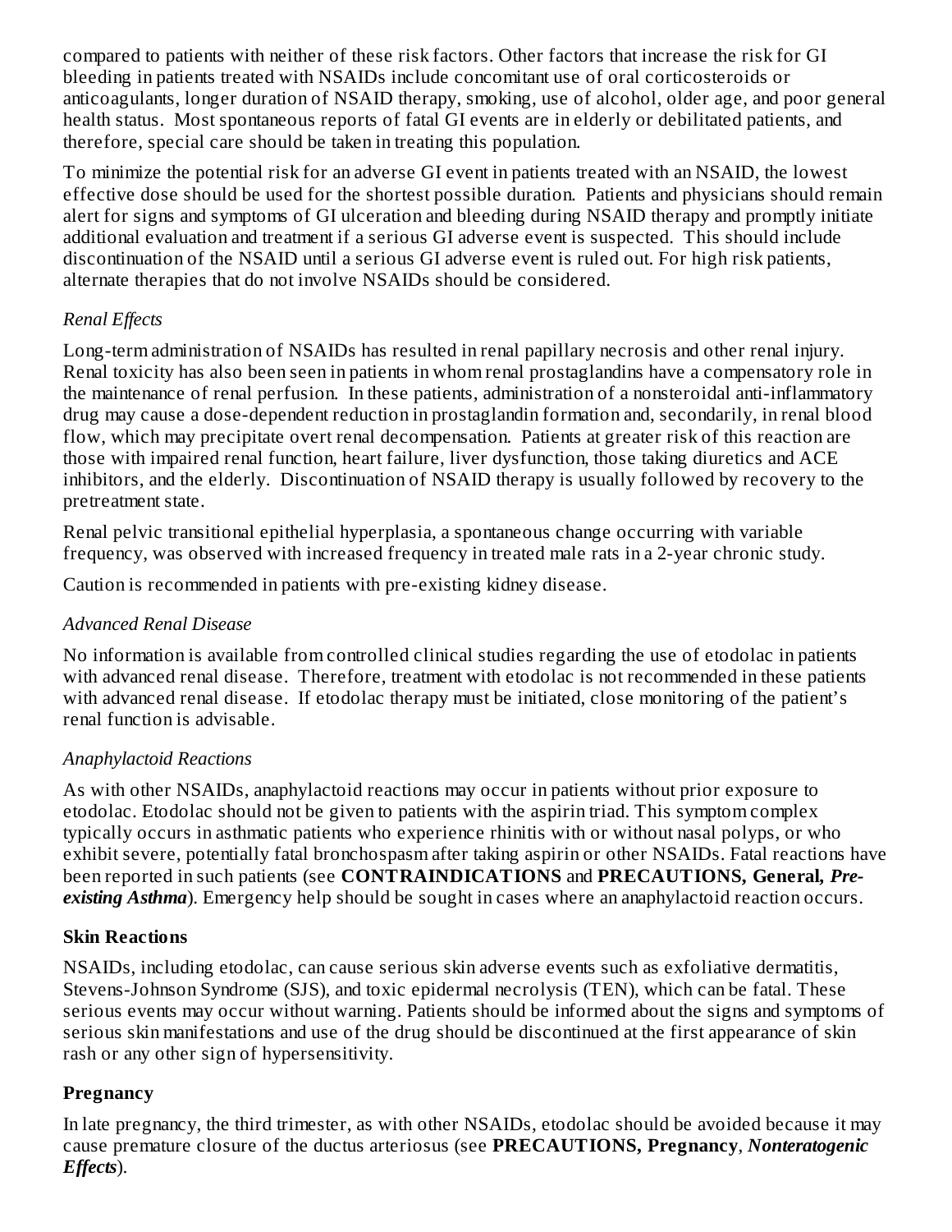compared to patients with neither of these risk factors. Other factors that increase the risk for GI bleeding in patients treated with NSAIDs include concomitant use of oral corticosteroids or anticoagulants, longer duration of NSAID therapy, smoking, use of alcohol, older age, and poor general health status. Most spontaneous reports of fatal GI events are in elderly or debilitated patients, and therefore, special care should be taken in treating this population.

To minimize the potential risk for an adverse GI event in patients treated with an NSAID, the lowest effective dose should be used for the shortest possible duration. Patients and physicians should remain alert for signs and symptoms of GI ulceration and bleeding during NSAID therapy and promptly initiate additional evaluation and treatment if a serious GI adverse event is suspected. This should include discontinuation of the NSAID until a serious GI adverse event is ruled out. For high risk patients, alternate therapies that do not involve NSAIDs should be considered.

*Renal Effects*

Long-term administration of NSAIDs has resulted in renal papillary necrosis and other renal injury. Renal toxicity has also been seen in patients in whom renal prostaglandins have a compensatory role in the maintenance of renal perfusion. In these patients, administration of a nonsteroidal anti-inflammatory drug may cause a dose-dependent reduction in prostaglandin formation and, secondarily, in renal blood flow, which may precipitate overt renal decompensation. Patients at greater risk of this reaction are those with impaired renal function, heart failure, liver dysfunction, those taking diuretics and ACE inhibitors, and the elderly. Discontinuation of NSAID therapy is usually followed by recovery to the pretreatment state.

Renal pelvic transitional epithelial hyperplasia, a spontaneous change occurring with variable frequency, was observed with increased frequency in treated male rats in a 2-year chronic study.

Caution is recommended in patients with pre-existing kidney disease.

*Advanced Renal Disease*

No information is available from controlled clinical studies regarding the use of etodolac in patients with advanced renal disease. Therefore, treatment with etodolac is not recommended in these patients with advanced renal disease. If etodolac therapy must be initiated, close monitoring of the patient's renal function is advisable.

*Anaphylactoid Reactions*

As with other NSAIDs, anaphylactoid reactions may occur in patients without prior exposure to etodolac. Etodolac should not be given to patients with the aspirin triad. This symptom complex typically occurs in asthmatic patients who experience rhinitis with or without nasal polyps, or who exhibit severe, potentially fatal bronchospasm after taking aspirin or other NSAIDs. Fatal reactions have been reported in such patients (see **CONTRAINDICATIONS** and **PRECAUTIONS, General,** ***Pre-existing Asthma***). Emergency help should be sought in cases where an anaphylactoid reaction occurs.

**Skin Reactions**

NSAIDs, including etodolac, can cause serious skin adverse events such as exfoliative dermatitis, Stevens-Johnson Syndrome (SJS), and toxic epidermal necrolysis (TEN), which can be fatal. These serious events may occur without warning. Patients should be informed about the signs and symptoms of serious skin manifestations and use of the drug should be discontinued at the first appearance of skin rash or any other sign of hypersensitivity.

**Pregnancy**

In late pregnancy, the third trimester, as with other NSAIDs, etodolac should be avoided because it may cause premature closure of the ductus arteriosus (see **PRECAUTIONS, Pregnancy**, ***Nonteratogenic Effects***).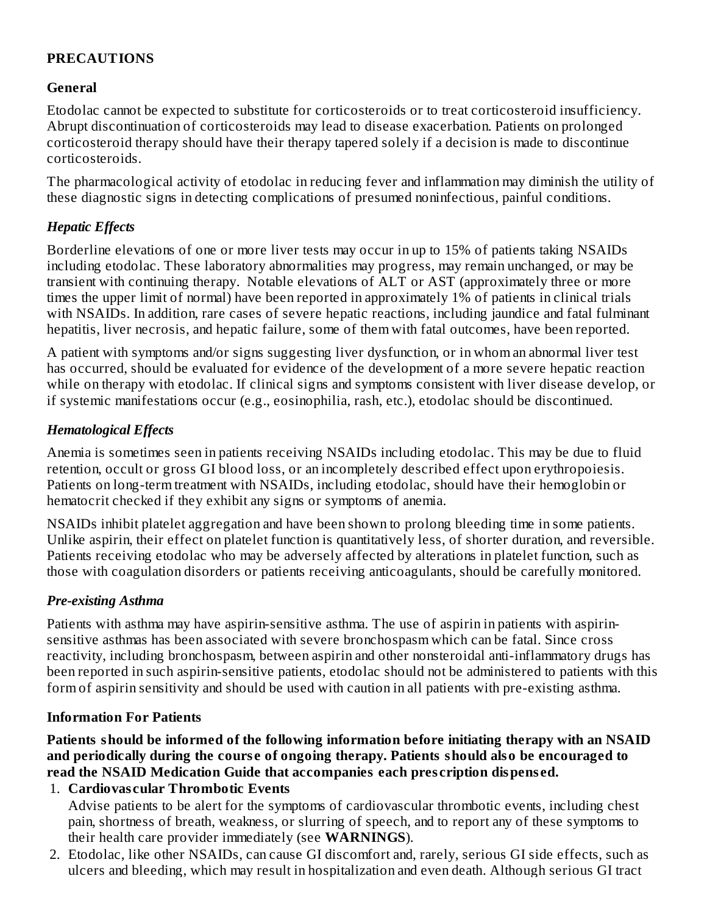## PRECAUTIONS

### General

Etodolac cannot be expected to substitute for corticosteroids or to treat corticosteroid insufficiency. Abrupt discontinuation of corticosteroids may lead to disease exacerbation. Patients on prolonged corticosteroid therapy should have their therapy tapered solely if a decision is made to discontinue corticosteroids.

The pharmacological activity of etodolac in reducing fever and inflammation may diminish the utility of these diagnostic signs in detecting complications of presumed noninfectious, painful conditions.

### *Hepatic Effects*

Borderline elevations of one or more liver tests may occur in up to 15% of patients taking NSAIDs including etodolac. These laboratory abnormalities may progress, may remain unchanged, or may be transient with continuing therapy. Notable elevations of ALT or AST (approximately three or more times the upper limit of normal) have been reported in approximately 1% of patients in clinical trials with NSAIDs. In addition, rare cases of severe hepatic reactions, including jaundice and fatal fulminant hepatitis, liver necrosis, and hepatic failure, some of them with fatal outcomes, have been reported.

A patient with symptoms and/or signs suggesting liver dysfunction, or in whom an abnormal liver test has occurred, should be evaluated for evidence of the development of a more severe hepatic reaction while on therapy with etodolac. If clinical signs and symptoms consistent with liver disease develop, or if systemic manifestations occur (e.g., eosinophilia, rash, etc.), etodolac should be discontinued.

### *Hematological Effects*

Anemia is sometimes seen in patients receiving NSAIDs including etodolac. This may be due to fluid retention, occult or gross GI blood loss, or an incompletely described effect upon erythropoiesis. Patients on long-term treatment with NSAIDs, including etodolac, should have their hemoglobin or hematocrit checked if they exhibit any signs or symptoms of anemia.

NSAIDs inhibit platelet aggregation and have been shown to prolong bleeding time in some patients. Unlike aspirin, their effect on platelet function is quantitatively less, of shorter duration, and reversible. Patients receiving etodolac who may be adversely affected by alterations in platelet function, such as those with coagulation disorders or patients receiving anticoagulants, should be carefully monitored.

### *Pre-existing Asthma*

Patients with asthma may have aspirin-sensitive asthma. The use of aspirin in patients with aspirin-sensitive asthmas has been associated with severe bronchospasm which can be fatal. Since cross reactivity, including bronchospasm, between aspirin and other nonsteroidal anti-inflammatory drugs has been reported in such aspirin-sensitive patients, etodolac should not be administered to patients with this form of aspirin sensitivity and should be used with caution in all patients with pre-existing asthma.

### Information For Patients

**Patients should be informed of the following information before initiating therapy with an NSAID and periodically during the course of ongoing therapy. Patients should also be encouraged to read the NSAID Medication Guide that accompanies each prescription dispensed.**

1. **Cardiovascular Thrombotic Events**
   Advise patients to be alert for the symptoms of cardiovascular thrombotic events, including chest pain, shortness of breath, weakness, or slurring of speech, and to report any of these symptoms to their health care provider immediately (see **WARNINGS**).
2. Etodolac, like other NSAIDs, can cause GI discomfort and, rarely, serious GI side effects, such as ulcers and bleeding, which may result in hospitalization and even death. Although serious GI tract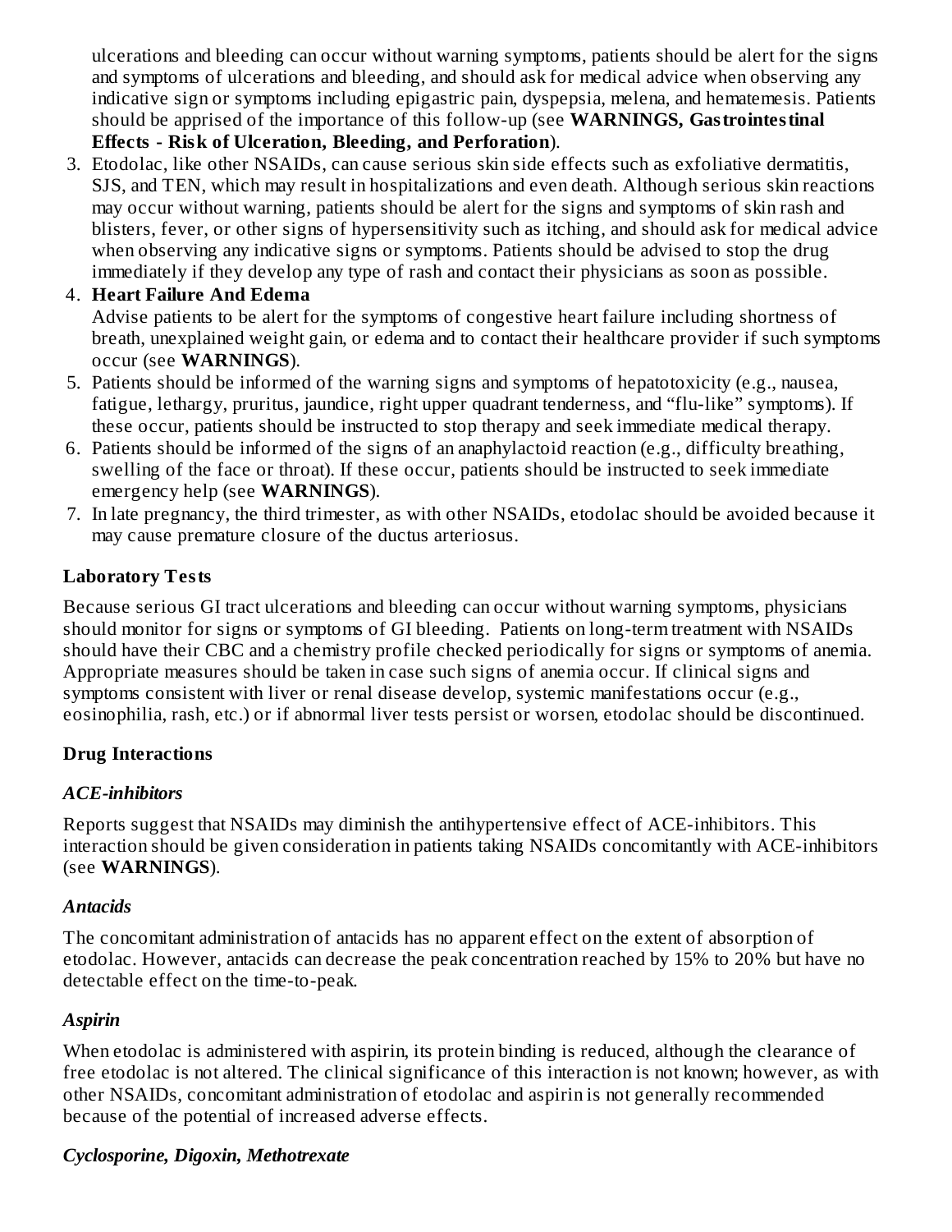ulcerations and bleeding can occur without warning symptoms, patients should be alert for the signs and symptoms of ulcerations and bleeding, and should ask for medical advice when observing any indicative sign or symptoms including epigastric pain, dyspepsia, melena, and hematemesis. Patients should be apprised of the importance of this follow-up (see **WARNINGS, Gastrointestinal Effects - Risk of Ulceration, Bleeding, and Perforation**).

3. Etodolac, like other NSAIDs, can cause serious skin side effects such as exfoliative dermatitis, SJS, and TEN, which may result in hospitalizations and even death. Although serious skin reactions may occur without warning, patients should be alert for the signs and symptoms of skin rash and blisters, fever, or other signs of hypersensitivity such as itching, and should ask for medical advice when observing any indicative signs or symptoms. Patients should be advised to stop the drug immediately if they develop any type of rash and contact their physicians as soon as possible.
4. **Heart Failure And Edema**
   Advise patients to be alert for the symptoms of congestive heart failure including shortness of breath, unexplained weight gain, or edema and to contact their healthcare provider if such symptoms occur (see **WARNINGS**).
5. Patients should be informed of the warning signs and symptoms of hepatotoxicity (e.g., nausea, fatigue, lethargy, pruritus, jaundice, right upper quadrant tenderness, and "flu-like" symptoms). If these occur, patients should be instructed to stop therapy and seek immediate medical therapy.
6. Patients should be informed of the signs of an anaphylactoid reaction (e.g., difficulty breathing, swelling of the face or throat). If these occur, patients should be instructed to seek immediate emergency help (see **WARNINGS**).
7. In late pregnancy, the third trimester, as with other NSAIDs, etodolac should be avoided because it may cause premature closure of the ductus arteriosus.

### Laboratory Tests

Because serious GI tract ulcerations and bleeding can occur without warning symptoms, physicians should monitor for signs or symptoms of GI bleeding. Patients on long-term treatment with NSAIDs should have their CBC and a chemistry profile checked periodically for signs or symptoms of anemia. Appropriate measures should be taken in case such signs of anemia occur. If clinical signs and symptoms consistent with liver or renal disease develop, systemic manifestations occur (e.g., eosinophilia, rash, etc.) or if abnormal liver tests persist or worsen, etodolac should be discontinued.

### Drug Interactions

#### *ACE-inhibitors*

Reports suggest that NSAIDs may diminish the antihypertensive effect of ACE-inhibitors. This interaction should be given consideration in patients taking NSAIDs concomitantly with ACE-inhibitors (see **WARNINGS**).

#### *Antacids*

The concomitant administration of antacids has no apparent effect on the extent of absorption of etodolac. However, antacids can decrease the peak concentration reached by 15% to 20% but have no detectable effect on the time-to-peak.

#### *Aspirin*

When etodolac is administered with aspirin, its protein binding is reduced, although the clearance of free etodolac is not altered. The clinical significance of this interaction is not known; however, as with other NSAIDs, concomitant administration of etodolac and aspirin is not generally recommended because of the potential of increased adverse effects.

#### *Cyclosporine, Digoxin, Methotrexate*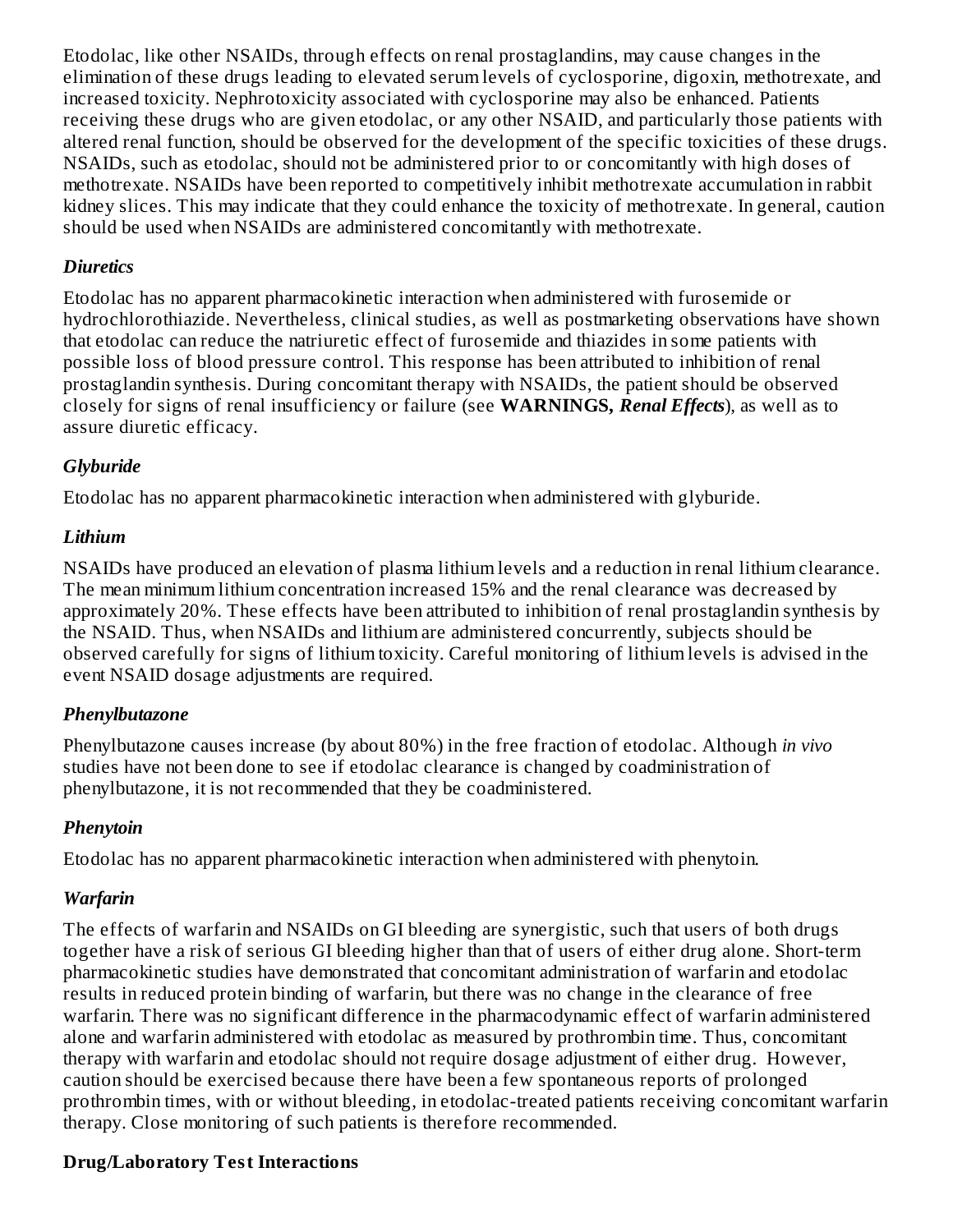Etodolac, like other NSAIDs, through effects on renal prostaglandins, may cause changes in the elimination of these drugs leading to elevated serum levels of cyclosporine, digoxin, methotrexate, and increased toxicity. Nephrotoxicity associated with cyclosporine may also be enhanced. Patients receiving these drugs who are given etodolac, or any other NSAID, and particularly those patients with altered renal function, should be observed for the development of the specific toxicities of these drugs. NSAIDs, such as etodolac, should not be administered prior to or concomitantly with high doses of methotrexate. NSAIDs have been reported to competitively inhibit methotrexate accumulation in rabbit kidney slices. This may indicate that they could enhance the toxicity of methotrexate. In general, caution should be used when NSAIDs are administered concomitantly with methotrexate.

***Diuretics***

Etodolac has no apparent pharmacokinetic interaction when administered with furosemide or hydrochlorothiazide. Nevertheless, clinical studies, as well as postmarketing observations have shown that etodolac can reduce the natriuretic effect of furosemide and thiazides in some patients with possible loss of blood pressure control. This response has been attributed to inhibition of renal prostaglandin synthesis. During concomitant therapy with NSAIDs, the patient should be observed closely for signs of renal insufficiency or failure (see **WARNINGS, *Renal Effects***), as well as to assure diuretic efficacy.

***Glyburide***

Etodolac has no apparent pharmacokinetic interaction when administered with glyburide.

***Lithium***

NSAIDs have produced an elevation of plasma lithium levels and a reduction in renal lithium clearance. The mean minimum lithium concentration increased 15% and the renal clearance was decreased by approximately 20%. These effects have been attributed to inhibition of renal prostaglandin synthesis by the NSAID. Thus, when NSAIDs and lithium are administered concurrently, subjects should be observed carefully for signs of lithium toxicity. Careful monitoring of lithium levels is advised in the event NSAID dosage adjustments are required.

***Phenylbutazone***

Phenylbutazone causes increase (by about 80%) in the free fraction of etodolac. Although *in vivo* studies have not been done to see if etodolac clearance is changed by coadministration of phenylbutazone, it is not recommended that they be coadministered.

***Phenytoin***

Etodolac has no apparent pharmacokinetic interaction when administered with phenytoin.

***Warfarin***

The effects of warfarin and NSAIDs on GI bleeding are synergistic, such that users of both drugs together have a risk of serious GI bleeding higher than that of users of either drug alone. Short-term pharmacokinetic studies have demonstrated that concomitant administration of warfarin and etodolac results in reduced protein binding of warfarin, but there was no change in the clearance of free warfarin. There was no significant difference in the pharmacodynamic effect of warfarin administered alone and warfarin administered with etodolac as measured by prothrombin time. Thus, concomitant therapy with warfarin and etodolac should not require dosage adjustment of either drug. However, caution should be exercised because there have been a few spontaneous reports of prolonged prothrombin times, with or without bleeding, in etodolac-treated patients receiving concomitant warfarin therapy. Close monitoring of such patients is therefore recommended.

**Drug/Laboratory Test Interactions**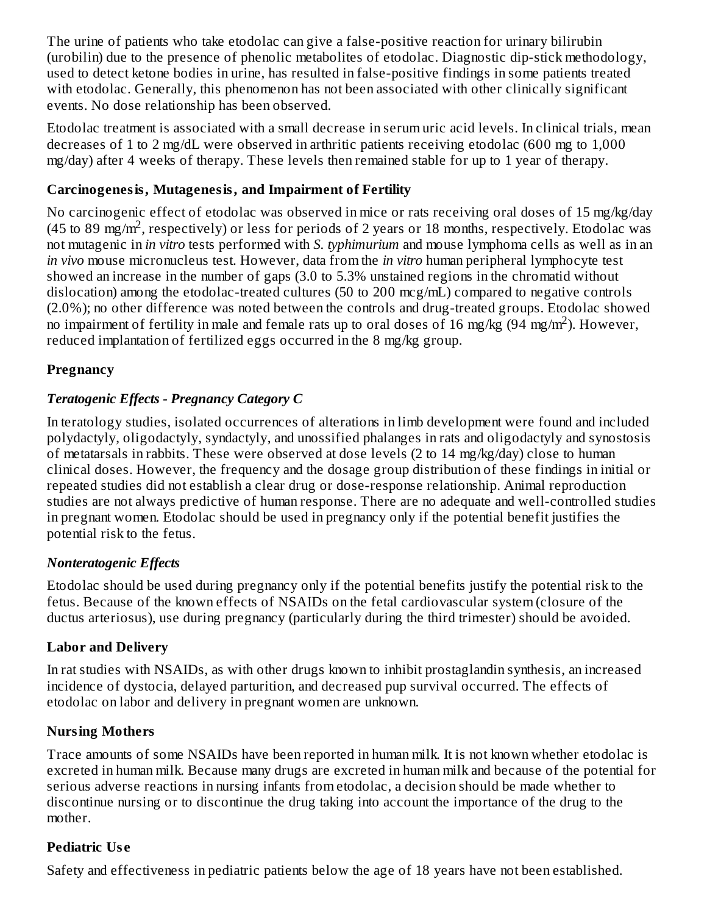The urine of patients who take etodolac can give a false-positive reaction for urinary bilirubin (urobilin) due to the presence of phenolic metabolites of etodolac. Diagnostic dip-stick methodology, used to detect ketone bodies in urine, has resulted in false-positive findings in some patients treated with etodolac. Generally, this phenomenon has not been associated with other clinically significant events. No dose relationship has been observed.

Etodolac treatment is associated with a small decrease in serum uric acid levels. In clinical trials, mean decreases of 1 to 2 mg/dL were observed in arthritic patients receiving etodolac (600 mg to 1,000 mg/day) after 4 weeks of therapy. These levels then remained stable for up to 1 year of therapy.

### Carcinogenesis, Mutagenesis, and Impairment of Fertility

No carcinogenic effect of etodolac was observed in mice or rats receiving oral doses of 15 mg/kg/day (45 to 89 mg/$m^2$, respectively) or less for periods of 2 years or 18 months, respectively. Etodolac was not mutagenic in *in vitro* tests performed with *S. typhimurium* and mouse lymphoma cells as well as in an *in vivo* mouse micronucleus test. However, data from the *in vitro* human peripheral lymphocyte test showed an increase in the number of gaps (3.0 to 5.3% unstained regions in the chromatid without dislocation) among the etodolac-treated cultures (50 to 200 mcg/mL) compared to negative controls (2.0%); no other difference was noted between the controls and drug-treated groups. Etodolac showed no impairment of fertility in male and female rats up to oral doses of 16 mg/kg (94 mg/$m^2$). However, reduced implantation of fertilized eggs occurred in the 8 mg/kg group.

### Pregnancy

#### *Teratogenic Effects - Pregnancy Category C*

In teratology studies, isolated occurrences of alterations in limb development were found and included polydactyly, oligodactyly, syndactyly, and unossified phalanges in rats and oligodactyly and synostosis of metatarsals in rabbits. These were observed at dose levels (2 to 14 mg/kg/day) close to human clinical doses. However, the frequency and the dosage group distribution of these findings in initial or repeated studies did not establish a clear drug or dose-response relationship. Animal reproduction studies are not always predictive of human response. There are no adequate and well-controlled studies in pregnant women. Etodolac should be used in pregnancy only if the potential benefit justifies the potential risk to the fetus.

#### *Nonteratogenic Effects*

Etodolac should be used during pregnancy only if the potential benefits justify the potential risk to the fetus. Because of the known effects of NSAIDs on the fetal cardiovascular system (closure of the ductus arteriosus), use during pregnancy (particularly during the third trimester) should be avoided.

### Labor and Delivery

In rat studies with NSAIDs, as with other drugs known to inhibit prostaglandin synthesis, an increased incidence of dystocia, delayed parturition, and decreased pup survival occurred. The effects of etodolac on labor and delivery in pregnant women are unknown.

### Nursing Mothers

Trace amounts of some NSAIDs have been reported in human milk. It is not known whether etodolac is excreted in human milk. Because many drugs are excreted in human milk and because of the potential for serious adverse reactions in nursing infants from etodolac, a decision should be made whether to discontinue nursing or to discontinue the drug taking into account the importance of the drug to the mother.

### Pediatric Use

Safety and effectiveness in pediatric patients below the age of 18 years have not been established.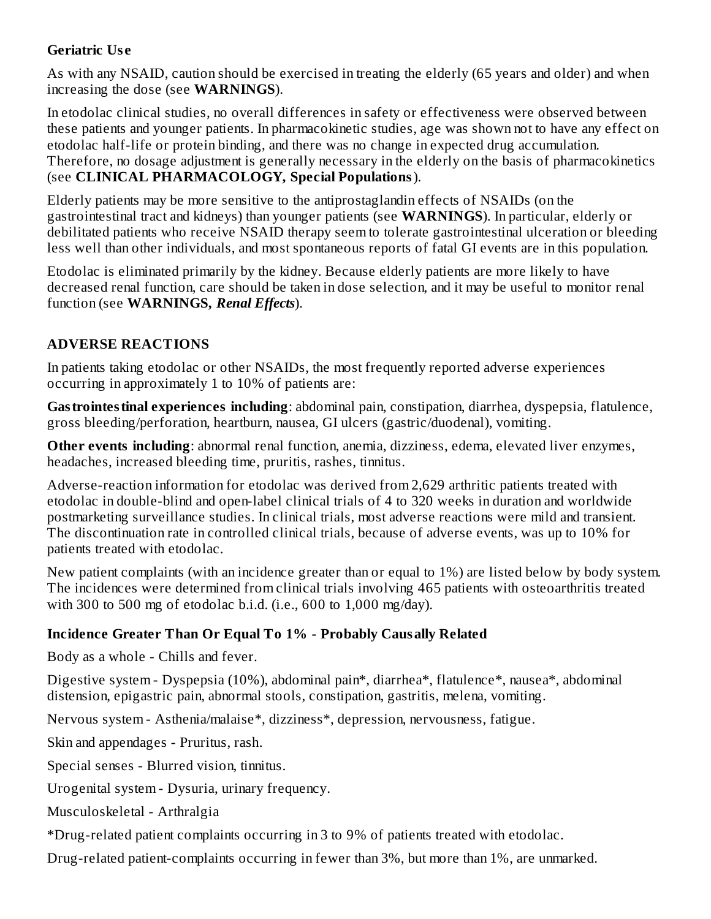### Geriatric Use

As with any NSAID, caution should be exercised in treating the elderly (65 years and older) and when increasing the dose (see **WARNINGS**).

In etodolac clinical studies, no overall differences in safety or effectiveness were observed between these patients and younger patients. In pharmacokinetic studies, age was shown not to have any effect on etodolac half-life or protein binding, and there was no change in expected drug accumulation. Therefore, no dosage adjustment is generally necessary in the elderly on the basis of pharmacokinetics (see **CLINICAL PHARMACOLOGY, Special Populations**).

Elderly patients may be more sensitive to the antiprostaglandin effects of NSAIDs (on the gastrointestinal tract and kidneys) than younger patients (see **WARNINGS**). In particular, elderly or debilitated patients who receive NSAID therapy seem to tolerate gastrointestinal ulceration or bleeding less well than other individuals, and most spontaneous reports of fatal GI events are in this population.

Etodolac is eliminated primarily by the kidney. Because elderly patients are more likely to have decreased renal function, care should be taken in dose selection, and it may be useful to monitor renal function (see **WARNINGS,** ***Renal Effects***).

## ADVERSE REACTIONS

In patients taking etodolac or other NSAIDs, the most frequently reported adverse experiences occurring in approximately 1 to 10% of patients are:

**Gastrointestinal experiences including**: abdominal pain, constipation, diarrhea, dyspepsia, flatulence, gross bleeding/perforation, heartburn, nausea, GI ulcers (gastric/duodenal), vomiting.

**Other events including**: abnormal renal function, anemia, dizziness, edema, elevated liver enzymes, headaches, increased bleeding time, pruritis, rashes, tinnitus.

Adverse-reaction information for etodolac was derived from 2,629 arthritic patients treated with etodolac in double-blind and open-label clinical trials of 4 to 320 weeks in duration and worldwide postmarketing surveillance studies. In clinical trials, most adverse reactions were mild and transient. The discontinuation rate in controlled clinical trials, because of adverse events, was up to 10% for patients treated with etodolac.

New patient complaints (with an incidence greater than or equal to 1%) are listed below by body system. The incidences were determined from clinical trials involving 465 patients with osteoarthritis treated with 300 to 500 mg of etodolac b.i.d. (i.e., 600 to 1,000 mg/day).

### Incidence Greater Than Or Equal To 1% - Probably Causally Related

Body as a whole - Chills and fever.

Digestive system - Dyspepsia (10%), abdominal pain*, diarrhea*, flatulence*, nausea*, abdominal distension, epigastric pain, abnormal stools, constipation, gastritis, melena, vomiting.

Nervous system - Asthenia/malaise*, dizziness*, depression, nervousness, fatigue.

Skin and appendages - Pruritus, rash.

Special senses - Blurred vision, tinnitus.

Urogenital system - Dysuria, urinary frequency.

Musculoskeletal - Arthralgia

*Drug-related patient complaints occurring in 3 to 9% of patients treated with etodolac.

Drug-related patient-complaints occurring in fewer than 3%, but more than 1%, are unmarked.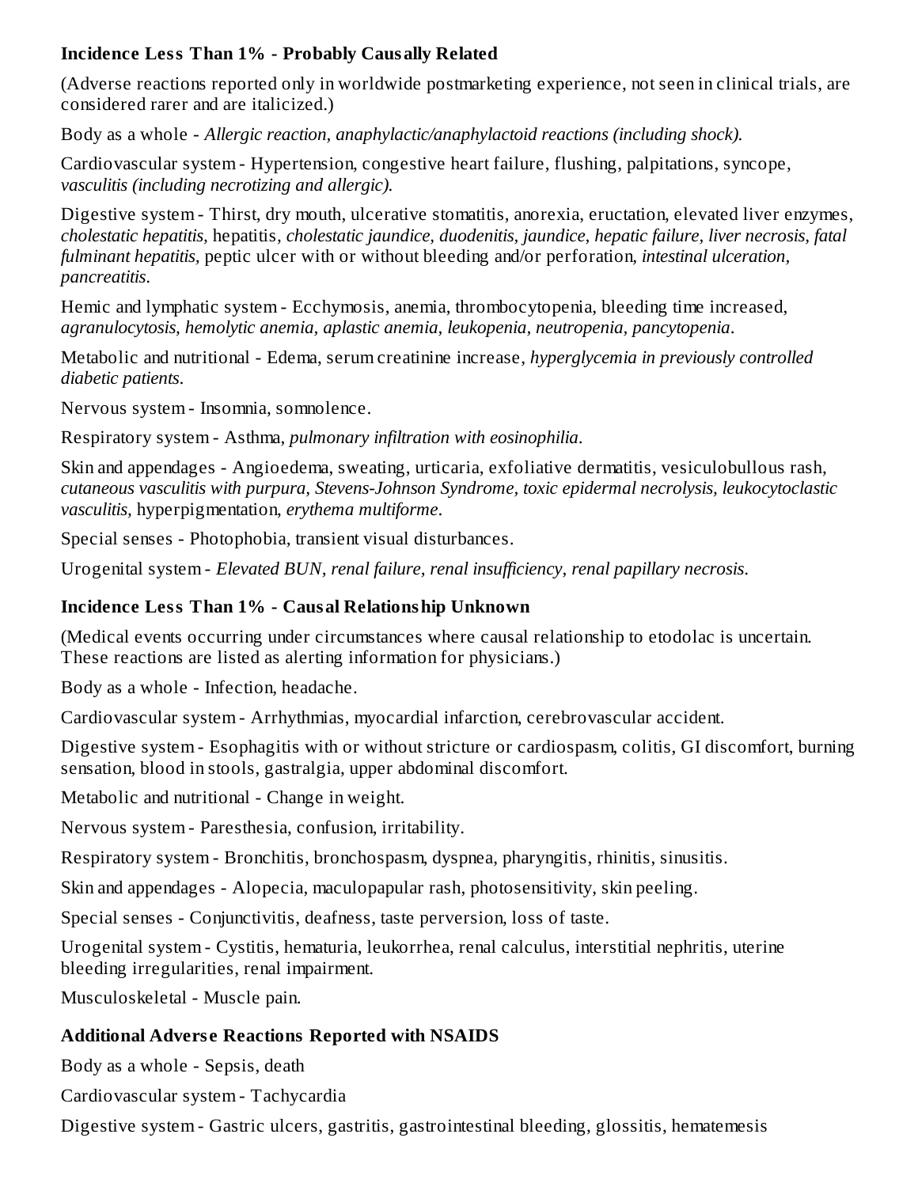**Incidence Less Than 1% - Probably Causally Related**

(Adverse reactions reported only in worldwide postmarketing experience, not seen in clinical trials, are considered rarer and are italicized.)

Body as a whole - *Allergic reaction, anaphylactic/anaphylactoid reactions (including shock).*

Cardiovascular system - Hypertension, congestive heart failure, flushing, palpitations, syncope, *vasculitis (including necrotizing and allergic).*

Digestive system - Thirst, dry mouth, ulcerative stomatitis, anorexia, eructation, elevated liver enzymes, *cholestatic hepatitis,* hepatitis, *cholestatic jaundice, duodenitis, jaundice, hepatic failure, liver necrosis, fatal fulminant hepatitis,* peptic ulcer with or without bleeding and/or perforation, *intestinal ulceration, pancreatitis.*

Hemic and lymphatic system - Ecchymosis, anemia, thrombocytopenia, bleeding time increased, *agranulocytosis, hemolytic anemia, aplastic anemia, leukopenia, neutropenia, pancytopenia.*

Metabolic and nutritional - Edema, serum creatinine increase, *hyperglycemia in previously controlled diabetic patients.*

Nervous system - Insomnia, somnolence.

Respiratory system - Asthma, *pulmonary infiltration with eosinophilia.*

Skin and appendages - Angioedema, sweating, urticaria, exfoliative dermatitis, vesiculobullous rash, *cutaneous vasculitis with purpura, Stevens-Johnson Syndrome, toxic epidermal necrolysis, leukocytoclastic vasculitis,* hyperpigmentation, *erythema multiforme.*

Special senses - Photophobia, transient visual disturbances.

Urogenital system - *Elevated BUN, renal failure, renal insufficiency, renal papillary necrosis.*

**Incidence Less Than 1% - Causal Relationship Unknown**

(Medical events occurring under circumstances where causal relationship to etodolac is uncertain. These reactions are listed as alerting information for physicians.)

Body as a whole - Infection, headache.

Cardiovascular system - Arrhythmias, myocardial infarction, cerebrovascular accident.

Digestive system - Esophagitis with or without stricture or cardiospasm, colitis, GI discomfort, burning sensation, blood in stools, gastralgia, upper abdominal discomfort.

Metabolic and nutritional - Change in weight.

Nervous system - Paresthesia, confusion, irritability.

Respiratory system - Bronchitis, bronchospasm, dyspnea, pharyngitis, rhinitis, sinusitis.

Skin and appendages - Alopecia, maculopapular rash, photosensitivity, skin peeling.

Special senses - Conjunctivitis, deafness, taste perversion, loss of taste.

Urogenital system - Cystitis, hematuria, leukorrhea, renal calculus, interstitial nephritis, uterine bleeding irregularities, renal impairment.

Musculoskeletal - Muscle pain.

**Additional Adverse Reactions Reported with NSAIDS**

Body as a whole - Sepsis, death

Cardiovascular system - Tachycardia

Digestive system - Gastric ulcers, gastritis, gastrointestinal bleeding, glossitis, hematemesis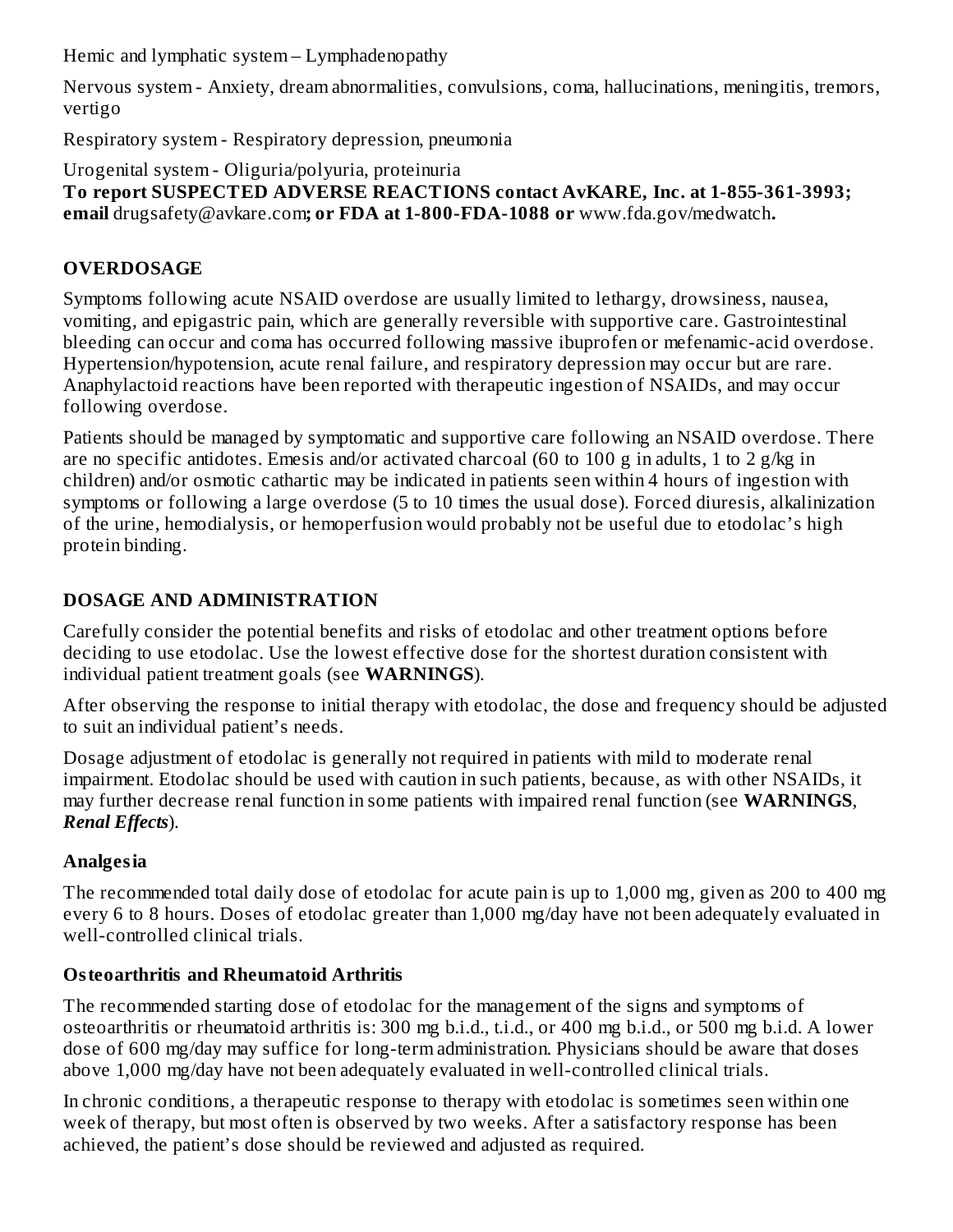Hemic and lymphatic system – Lymphadenopathy

Nervous system - Anxiety, dream abnormalities, convulsions, coma, hallucinations, meningitis, tremors, vertigo

Respiratory system - Respiratory depression, pneumonia

Urogenital system - Oliguria/polyuria, proteinuria

**To report SUSPECTED ADVERSE REACTIONS contact AvKARE, Inc. at 1-855-361-3993; email** drugsafety@avkare.com**; or FDA at 1-800-FDA-1088 or** www.fda.gov/medwatch**.**

## OVERDOSAGE

Symptoms following acute NSAID overdose are usually limited to lethargy, drowsiness, nausea, vomiting, and epigastric pain, which are generally reversible with supportive care. Gastrointestinal bleeding can occur and coma has occurred following massive ibuprofen or mefenamic-acid overdose. Hypertension/hypotension, acute renal failure, and respiratory depression may occur but are rare. Anaphylactoid reactions have been reported with therapeutic ingestion of NSAIDs, and may occur following overdose.

Patients should be managed by symptomatic and supportive care following an NSAID overdose. There are no specific antidotes. Emesis and/or activated charcoal (60 to 100 g in adults, 1 to 2 g/kg in children) and/or osmotic cathartic may be indicated in patients seen within 4 hours of ingestion with symptoms or following a large overdose (5 to 10 times the usual dose). Forced diuresis, alkalinization of the urine, hemodialysis, or hemoperfusion would probably not be useful due to etodolac's high protein binding.

## DOSAGE AND ADMINISTRATION

Carefully consider the potential benefits and risks of etodolac and other treatment options before deciding to use etodolac. Use the lowest effective dose for the shortest duration consistent with individual patient treatment goals (see **WARNINGS**).

After observing the response to initial therapy with etodolac, the dose and frequency should be adjusted to suit an individual patient's needs.

Dosage adjustment of etodolac is generally not required in patients with mild to moderate renal impairment. Etodolac should be used with caution in such patients, because, as with other NSAIDs, it may further decrease renal function in some patients with impaired renal function (see **WARNINGS**, ***Renal Effects***).

### Analgesia

The recommended total daily dose of etodolac for acute pain is up to 1,000 mg, given as 200 to 400 mg every 6 to 8 hours. Doses of etodolac greater than 1,000 mg/day have not been adequately evaluated in well-controlled clinical trials.

### Osteoarthritis and Rheumatoid Arthritis

The recommended starting dose of etodolac for the management of the signs and symptoms of osteoarthritis or rheumatoid arthritis is: 300 mg b.i.d., t.i.d., or 400 mg b.i.d., or 500 mg b.i.d. A lower dose of 600 mg/day may suffice for long-term administration. Physicians should be aware that doses above 1,000 mg/day have not been adequately evaluated in well-controlled clinical trials.

In chronic conditions, a therapeutic response to therapy with etodolac is sometimes seen within one week of therapy, but most often is observed by two weeks. After a satisfactory response has been achieved, the patient's dose should be reviewed and adjusted as required.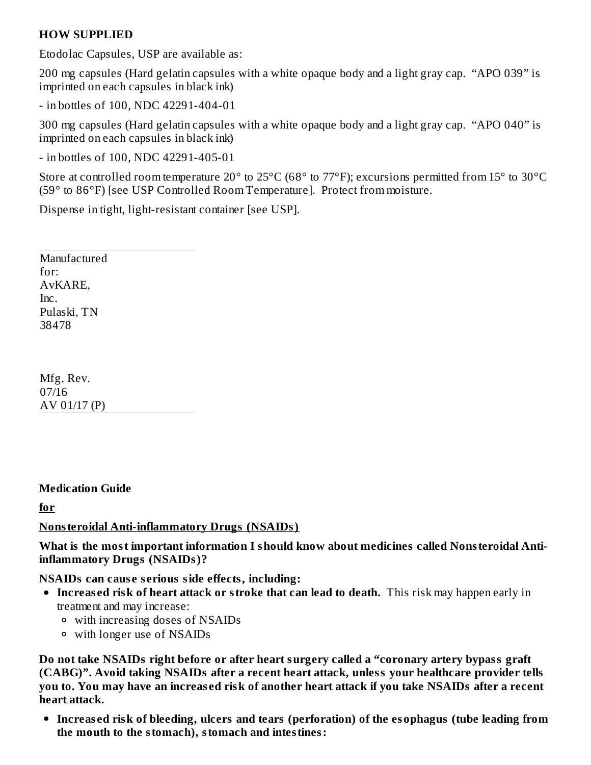**HOW SUPPLIED**

Etodolac Capsules, USP are available as:

200 mg capsules (Hard gelatin capsules with a white opaque body and a light gray cap. “APO 039” is imprinted on each capsules in black ink)

- in bottles of 100, NDC 42291-404-01

300 mg capsules (Hard gelatin capsules with a white opaque body and a light gray cap. “APO 040” is imprinted on each capsules in black ink)

- in bottles of 100, NDC 42291-405-01

Store at controlled room temperature 20° to 25°C (68° to 77°F); excursions permitted from 15° to 30°C (59° to 86°F) [see USP Controlled Room Temperature]. Protect from moisture.

Dispense in tight, light-resistant container [see USP].

Manufactured for:
AvKARE, Inc.
Pulaski, TN 38478

Mfg. Rev. 07/16
AV 01/17 (P)

**Medication Guide**

**for**

**Nonsteroidal Anti-inflammatory Drugs (NSAIDs)**

**What is the most important information I should know about medicines called Nonsteroidal Anti-inflammatory Drugs (NSAIDs)?**

**NSAIDs can cause serious side effects, including:**

- **Increased risk of heart attack or stroke that can lead to death.** This risk may happen early in treatment and may increase:
  - with increasing doses of NSAIDs
  - with longer use of NSAIDs

**Do not take NSAIDs right before or after heart surgery called a “coronary artery bypass graft (CABG)”. Avoid taking NSAIDs after a recent heart attack, unless your healthcare provider tells you to. You may have an increased risk of another heart attack if you take NSAIDs after a recent heart attack.**

- **Increased risk of bleeding, ulcers and tears (perforation) of the esophagus (tube leading from the mouth to the stomach), stomach and intestines:**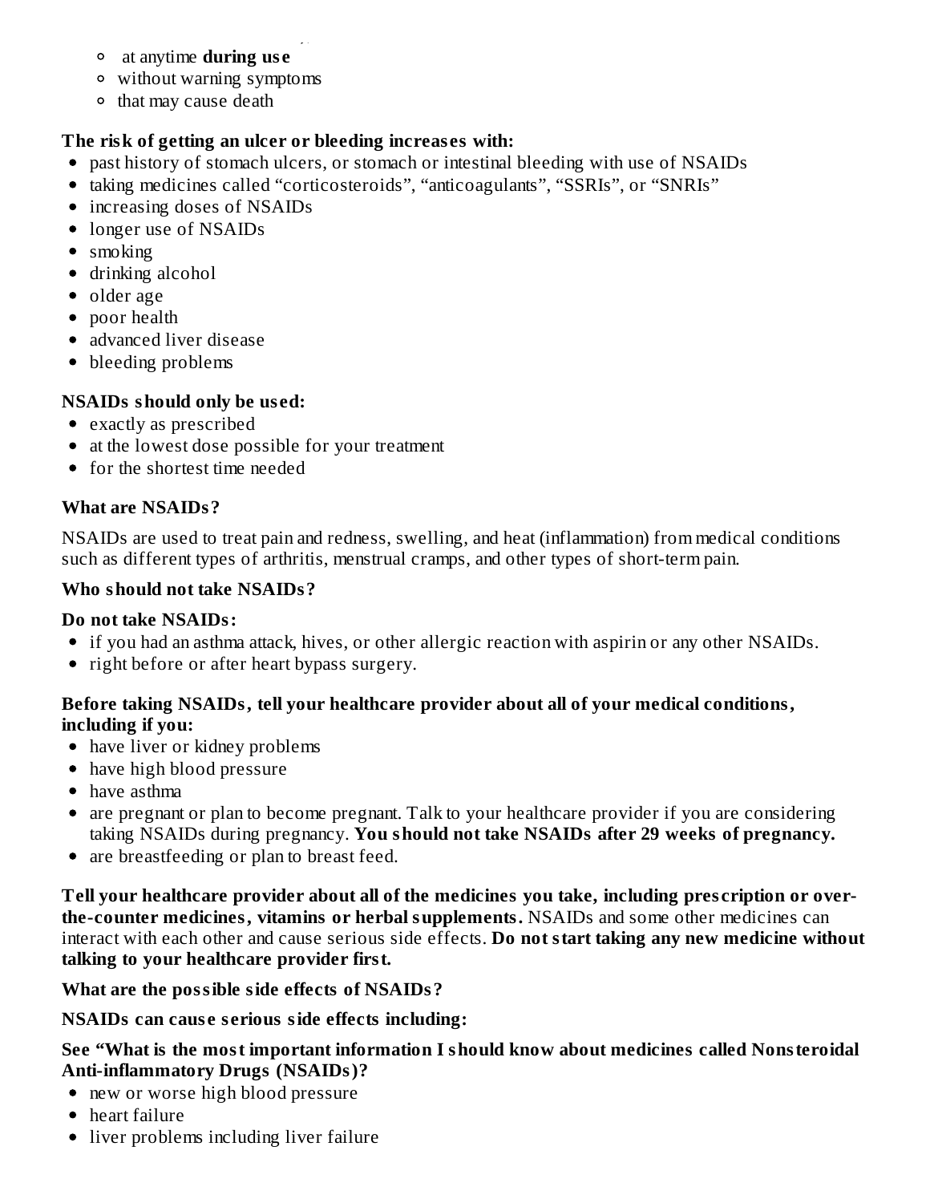- at anytime **during use**
- without warning symptoms
- that may cause death

**The risk of getting an ulcer or bleeding increases with:**

- past history of stomach ulcers, or stomach or intestinal bleeding with use of NSAIDs
- taking medicines called "corticosteroids", "anticoagulants", "SSRIs", or "SNRIs"
- increasing doses of NSAIDs
- longer use of NSAIDs
- smoking
- drinking alcohol
- older age
- poor health
- advanced liver disease
- bleeding problems

**NSAIDs should only be used:**

- exactly as prescribed
- at the lowest dose possible for your treatment
- for the shortest time needed

**What are NSAIDs?**

NSAIDs are used to treat pain and redness, swelling, and heat (inflammation) from medical conditions such as different types of arthritis, menstrual cramps, and other types of short-term pain.

**Who should not take NSAIDs?**

**Do not take NSAIDs:**

- if you had an asthma attack, hives, or other allergic reaction with aspirin or any other NSAIDs.
- right before or after heart bypass surgery.

**Before taking NSAIDs, tell your healthcare provider about all of your medical conditions, including if you:**

- have liver or kidney problems
- have high blood pressure
- have asthma
- are pregnant or plan to become pregnant. Talk to your healthcare provider if you are considering taking NSAIDs during pregnancy. **You should not take NSAIDs after 29 weeks of pregnancy.**
- are breastfeeding or plan to breast feed.

**Tell your healthcare provider about all of the medicines you take, including prescription or over-the-counter medicines, vitamins or herbal supplements.** NSAIDs and some other medicines can interact with each other and cause serious side effects. **Do not start taking any new medicine without talking to your healthcare provider first.**

**What are the possible side effects of NSAIDs?**

**NSAIDs can cause serious side effects including:**

**See "What is the most important information I should know about medicines called Nonsteroidal Anti-inflammatory Drugs (NSAIDs)?**

- new or worse high blood pressure
- heart failure
- liver problems including liver failure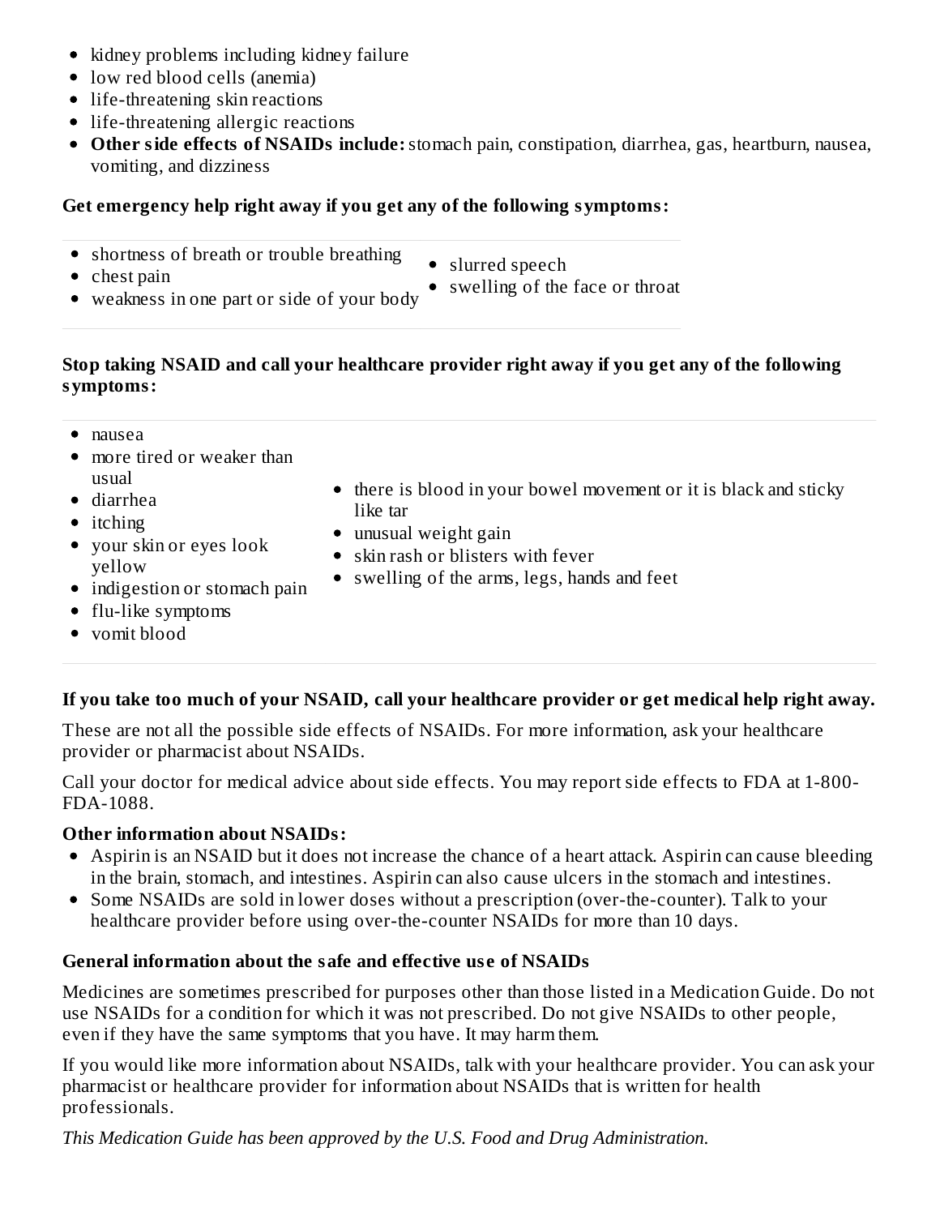- kidney problems including kidney failure
- low red blood cells (anemia)
- life-threatening skin reactions
- life-threatening allergic reactions
- **Other side effects of NSAIDs include:** stomach pain, constipation, diarrhea, gas, heartburn, nausea, vomiting, and dizziness

**Get emergency help right away if you get any of the following symptoms:**

- shortness of breath or trouble breathing
- chest pain
- weakness in one part or side of your body
- slurred speech
- swelling of the face or throat

**Stop taking NSAID and call your healthcare provider right away if you get any of the following symptoms:**

- nausea
- more tired or weaker than usual
- diarrhea
- itching
- your skin or eyes look yellow
- indigestion or stomach pain
- flu-like symptoms
- vomit blood
- there is blood in your bowel movement or it is black and sticky like tar
- unusual weight gain
- skin rash or blisters with fever
- swelling of the arms, legs, hands and feet

**If you take too much of your NSAID, call your healthcare provider or get medical help right away.**

These are not all the possible side effects of NSAIDs. For more information, ask your healthcare provider or pharmacist about NSAIDs.

Call your doctor for medical advice about side effects. You may report side effects to FDA at 1-800-FDA-1088.

**Other information about NSAIDs:**

- Aspirin is an NSAID but it does not increase the chance of a heart attack. Aspirin can cause bleeding in the brain, stomach, and intestines. Aspirin can also cause ulcers in the stomach and intestines.
- Some NSAIDs are sold in lower doses without a prescription (over-the-counter). Talk to your healthcare provider before using over-the-counter NSAIDs for more than 10 days.

**General information about the safe and effective use of NSAIDs**

Medicines are sometimes prescribed for purposes other than those listed in a Medication Guide. Do not use NSAIDs for a condition for which it was not prescribed. Do not give NSAIDs to other people, even if they have the same symptoms that you have. It may harm them.

If you would like more information about NSAIDs, talk with your healthcare provider. You can ask your pharmacist or healthcare provider for information about NSAIDs that is written for health professionals.

*This Medication Guide has been approved by the U.S. Food and Drug Administration.*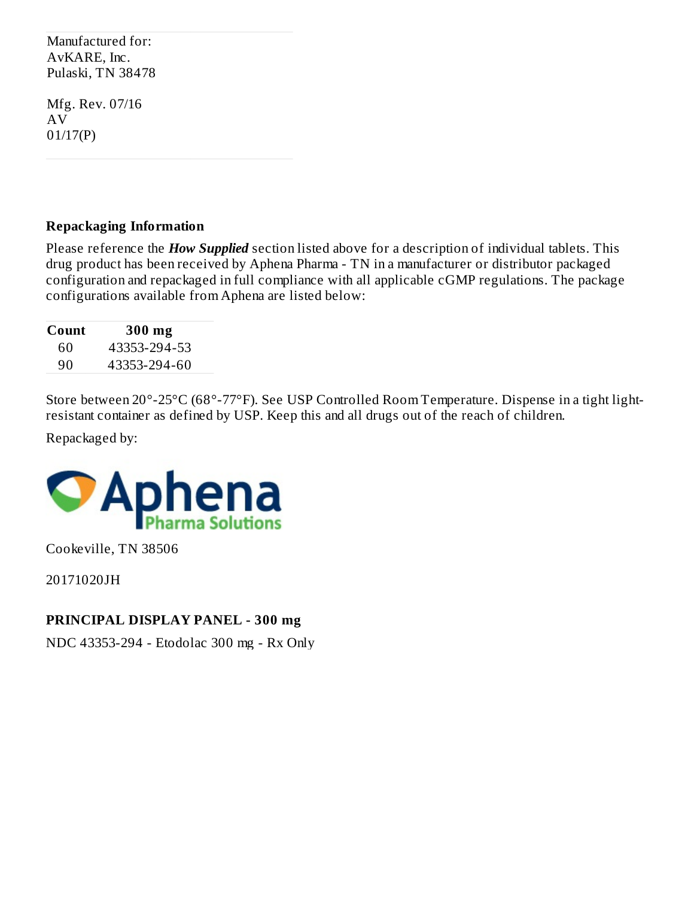Manufactured for:
AvKARE, Inc.
Pulaski, TN 38478

Mfg. Rev. 07/16
AV
01/17(P)

**Repackaging Information**

Please reference the ***How Supplied*** section listed above for a description of individual tablets. This drug product has been received by Aphena Pharma - TN in a manufacturer or distributor packaged configuration and repackaged in full compliance with all applicable cGMP regulations. The package configurations available from Aphena are listed below:

| Count | 300 mg |
|---|---|
| 60 | 43353-294-53 |
| 90 | 43353-294-60 |

Store between 20°-25°C (68°-77°F). See USP Controlled Room Temperature. Dispense in a tight light-resistant container as defined by USP. Keep this and all drugs out of the reach of children.

Repackaged by:

Aphena Pharma Solutions

Cookeville, TN 38506

20171020JH

**PRINCIPAL DISPLAY PANEL - 300 mg**

NDC 43353-294 - Etodolac 300 mg - Rx Only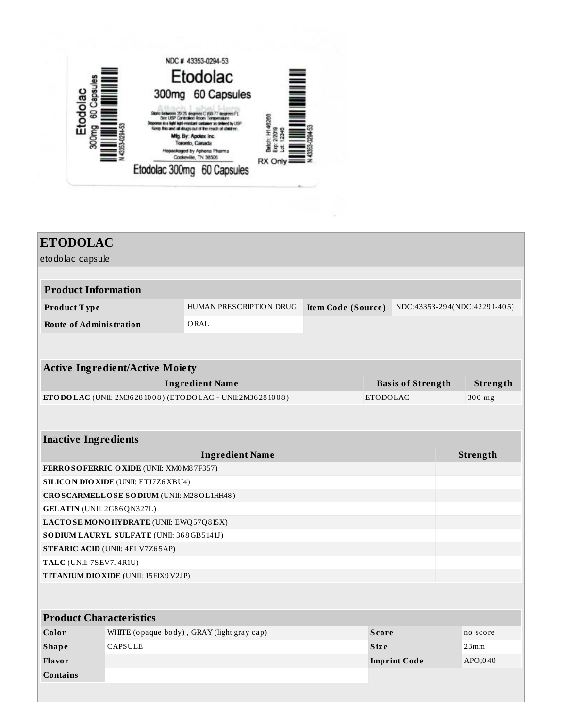NDC # 43353-0294-53

Etodolac

300mg 60 Capsules

Attach Label Here

Store between 20-25 degrees C (68-77 degrees F). See USP Controlled Room Temperature. Dispense in a tight light-resistant container as defined by USP. Keep this and all drugs out of the reach of children.

Mfg. By: Apotex Inc. Toronto, Canada

Repackaged by Aphena Pharma Cookeville, TN 38506

Etodolac 300mg 60 Capsules

Etodolac 300mg 60 Capsules

N 43353-0294-53

Batch: H146268
Exp: 2/2019
Lot: 12345

RX Only

N 43353-0294-53

# ETODOLAC

etodolac capsule

| Product Information | | | |
|---|---|---|---|
| **Product Type** | HUMAN PRESCRIPTION DRUG | **Item Code (Source)** | NDC:43353-294(NDC:42291-405) |
| **Route of Administration** | ORAL | | |

| Active Ingredient/Active Moiety | | |
|---|---|---|
| **Ingredient Name** | **Basis of Strength** | **Strength** |
| **ETODOLAC** (UNII: 2M36281008) (ETODOLAC - UNII:2M36281008) | ETODOLAC | 300 mg |

| Inactive Ingredients | |
|---|---|
| **Ingredient Name** | **Strength** |
| **FERROSOFERRIC OXIDE** (UNII: XM0M87F357) | |
| **SILICON DIOXIDE** (UNII: ETJ7Z6XBU4) | |
| **CROSCARMELLOSE SODIUM** (UNII: M28OL1HH48) | |
| **GELATIN** (UNII: 2G86QN327L) | |
| **LACTOSE MONOHYDRATE** (UNII: EWQ57Q8I5X) | |
| **SODIUM LAURYL SULFATE** (UNII: 368GB5141J) | |
| **STEARIC ACID** (UNII: 4ELV7Z65AP) | |
| **TALC** (UNII: 7SEV7J4R1U) | |
| **TITANIUM DIOXIDE** (UNII: 15FIX9V2JP) | |

| Product Characteristics | | | |
|---|---|---|---|
| **Color** | WHITE (opaque body) , GRAY (light gray cap) | **Score** | no score |
| **Shape** | CAPSULE | **Size** | 23mm |
| **Flavor** | | **Imprint Code** | APO;040 |
| **Contains** | | | |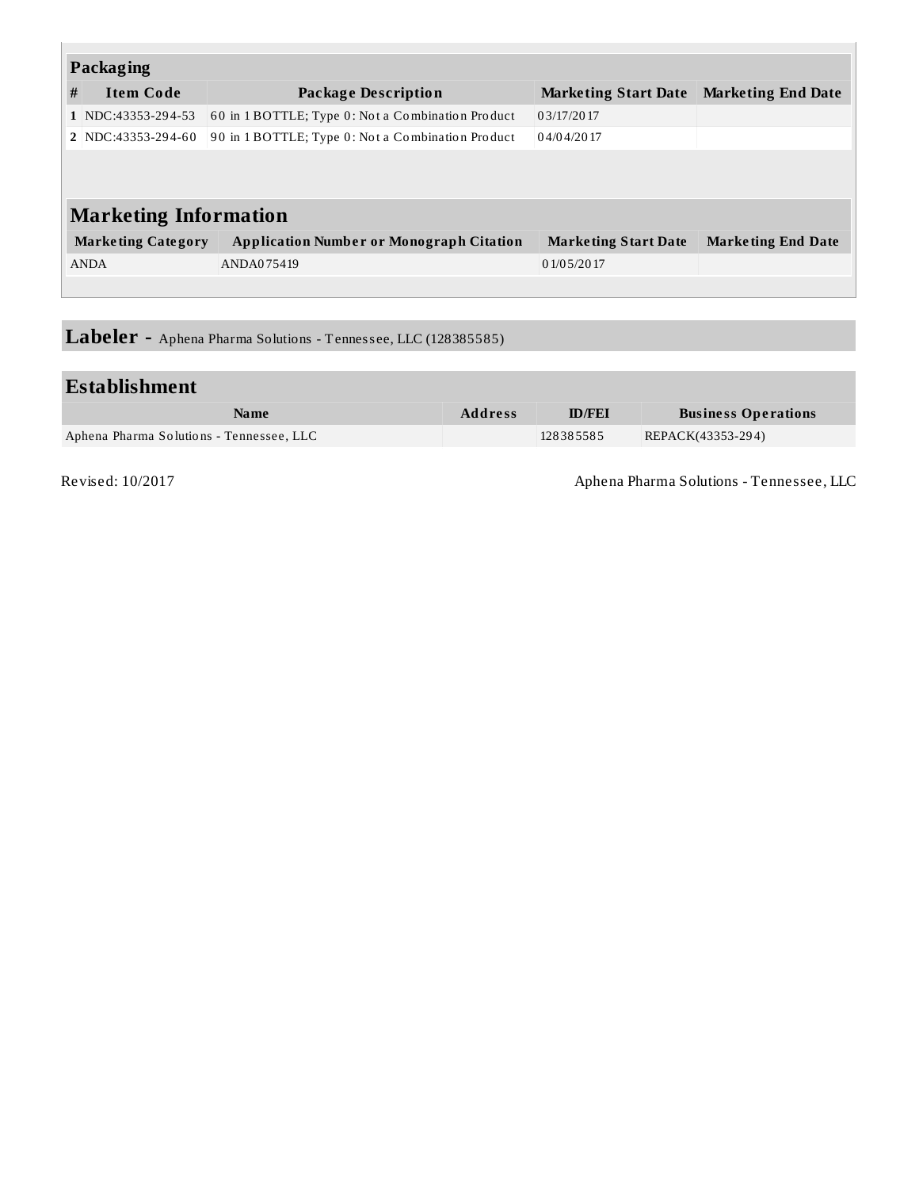### Packaging

| # | Item Code | Package Description | Marketing Start Date | Marketing End Date |
|---|---|---|---|---|
| 1 | NDC:43353-294-53 | 60 in 1 BOTTLE; Type 0: Not a Combination Product | 03/17/2017 | |
| 2 | NDC:43353-294-60 | 90 in 1 BOTTLE; Type 0: Not a Combination Product | 04/04/2017 | |

### Marketing Information

| Marketing Category | Application Number or Monograph Citation | Marketing Start Date | Marketing End Date |
|---|---|---|---|
| ANDA | ANDA075419 | 01/05/2017 | |

## Labeler - Aphena Pharma Solutions - Tennessee, LLC (128385585)

## Establishment

| Name | Address | ID/FEI | Business Operations |
|---|---|---|---|
| Aphena Pharma Solutions - Tennessee, LLC | | 128385585 | REPACK(43353-294) |

Revised: 10/2017

Aphena Pharma Solutions - Tennessee, LLC